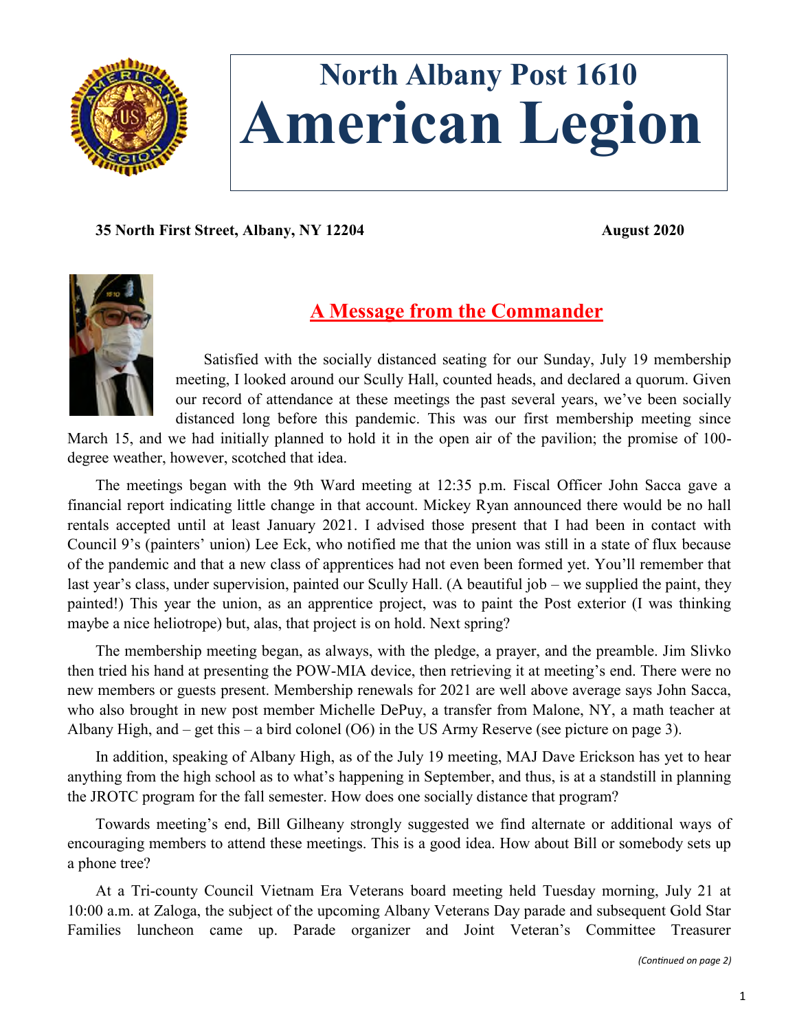# North Albany Post 1610
# American Legion

**35 North First Street, Albany, NY 12204** **August 2020**

## A Message from the Commander

Satisfied with the socially distanced seating for our Sunday, July 19 membership meeting, I looked around our Scully Hall, counted heads, and declared a quorum. Given our record of attendance at these meetings the past several years, we've been socially distanced long before this pandemic. This was our first membership meeting since March 15, and we had initially planned to hold it in the open air of the pavilion; the promise of 100-degree weather, however, scotched that idea.

The meetings began with the 9th Ward meeting at 12:35 p.m. Fiscal Officer John Sacca gave a financial report indicating little change in that account. Mickey Ryan announced there would be no hall rentals accepted until at least January 2021. I advised those present that I had been in contact with Council 9's (painters' union) Lee Eck, who notified me that the union was still in a state of flux because of the pandemic and that a new class of apprentices had not even been formed yet. You'll remember that last year's class, under supervision, painted our Scully Hall. (A beautiful job – we supplied the paint, they painted!) This year the union, as an apprentice project, was to paint the Post exterior (I was thinking maybe a nice heliotrope) but, alas, that project is on hold. Next spring?

The membership meeting began, as always, with the pledge, a prayer, and the preamble. Jim Slivko then tried his hand at presenting the POW-MIA device, then retrieving it at meeting's end. There were no new members or guests present. Membership renewals for 2021 are well above average says John Sacca, who also brought in new post member Michelle DePuy, a transfer from Malone, NY, a math teacher at Albany High, and – get this – a bird colonel (O6) in the US Army Reserve (see picture on page 3).

In addition, speaking of Albany High, as of the July 19 meeting, MAJ Dave Erickson has yet to hear anything from the high school as to what's happening in September, and thus, is at a standstill in planning the JROTC program for the fall semester. How does one socially distance that program?

Towards meeting's end, Bill Gilheany strongly suggested we find alternate or additional ways of encouraging members to attend these meetings. This is a good idea. How about Bill or somebody sets up a phone tree?

At a Tri-county Council Vietnam Era Veterans board meeting held Tuesday morning, July 21 at 10:00 a.m. at Zaloga, the subject of the upcoming Albany Veterans Day parade and subsequent Gold Star Families luncheon came up. Parade organizer and Joint Veteran's Committee Treasurer

*(Continued on page 2)*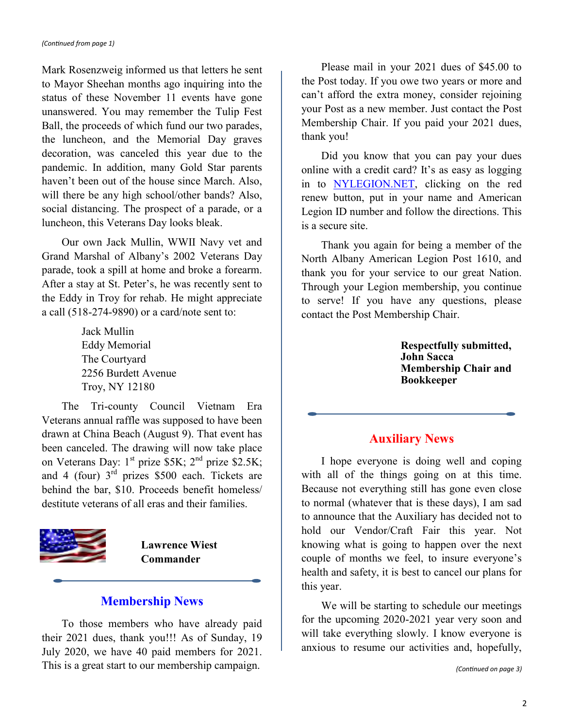*(Continued from page 1)*

Mark Rosenzweig informed us that letters he sent to Mayor Sheehan months ago inquiring into the status of these November 11 events have gone unanswered. You may remember the Tulip Fest Ball, the proceeds of which fund our two parades, the luncheon, and the Memorial Day graves decoration, was canceled this year due to the pandemic. In addition, many Gold Star parents haven't been out of the house since March. Also, will there be any high school/other bands? Also, social distancing. The prospect of a parade, or a luncheon, this Veterans Day looks bleak.

Our own Jack Mullin, WWII Navy vet and Grand Marshal of Albany's 2002 Veterans Day parade, took a spill at home and broke a forearm. After a stay at St. Peter's, he was recently sent to the Eddy in Troy for rehab. He might appreciate a call (518-274-9890) or a card/note sent to:

Jack Mullin
Eddy Memorial
The Courtyard
2256 Burdett Avenue
Troy, NY 12180

The Tri-county Council Vietnam Era Veterans annual raffle was supposed to have been drawn at China Beach (August 9). That event has been canceled. The drawing will now take place on Veterans Day: 1st prize $5K; 2nd prize $2.5K; and 4 (four) 3rd prizes $500 each. Tickets are behind the bar, $10. Proceeds benefit homeless/destitute veterans of all eras and their families.

**Lawrence Wiest**
**Commander**

## Membership News

To those members who have already paid their 2021 dues, thank you!!! As of Sunday, 19 July 2020, we have 40 paid members for 2021. This is a great start to our membership campaign.

Please mail in your 2021 dues of $45.00 to the Post today. If you owe two years or more and can't afford the extra money, consider rejoining your Post as a new member. Just contact the Post Membership Chair. If you paid your 2021 dues, thank you!

Did you know that you can pay your dues online with a credit card? It's as easy as logging in to NYLEGION.NET, clicking on the red renew button, put in your name and American Legion ID number and follow the directions. This is a secure site.

Thank you again for being a member of the North Albany American Legion Post 1610, and thank you for your service to our great Nation. Through your Legion membership, you continue to serve! If you have any questions, please contact the Post Membership Chair.

**Respectfully submitted,**
**John Sacca**
**Membership Chair and Bookkeeper**

## Auxiliary News

I hope everyone is doing well and coping with all of the things going on at this time. Because not everything still has gone even close to normal (whatever that is these days), I am sad to announce that the Auxiliary has decided not to hold our Vendor/Craft Fair this year. Not knowing what is going to happen over the next couple of months we feel, to insure everyone's health and safety, it is best to cancel our plans for this year.

We will be starting to schedule our meetings for the upcoming 2020-2021 year very soon and will take everything slowly. I know everyone is anxious to resume our activities and, hopefully,

*(Continued on page 3)*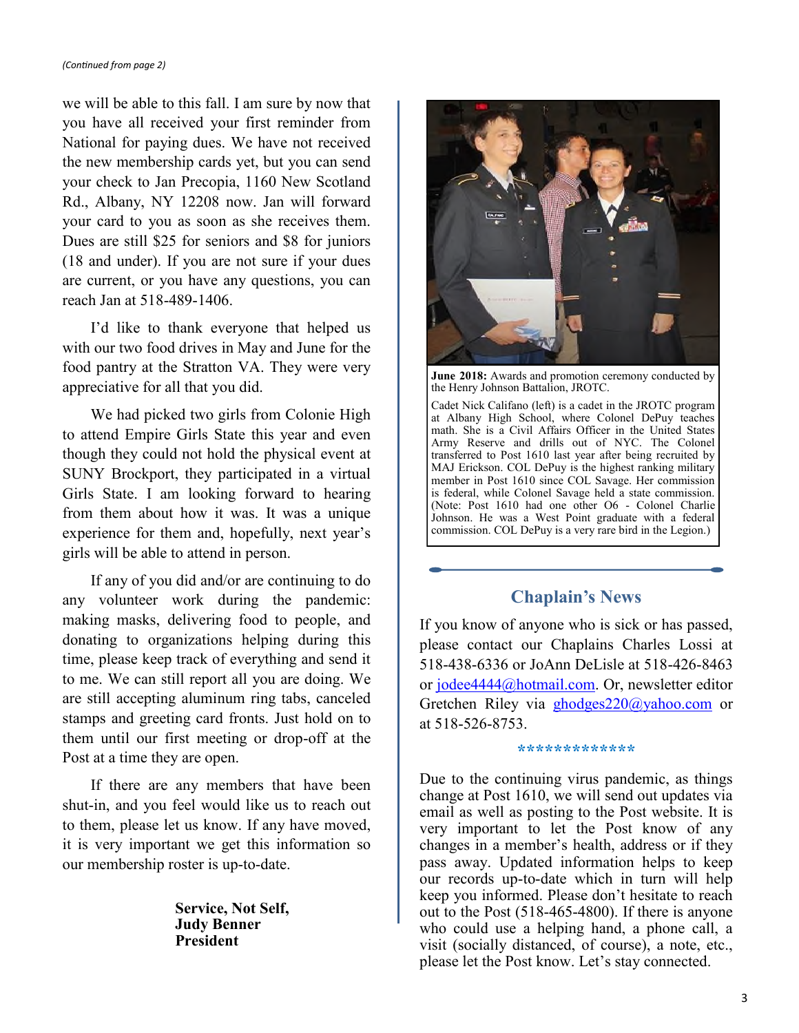*(Continued from page 2)*

we will be able to this fall. I am sure by now that you have all received your first reminder from National for paying dues. We have not received the new membership cards yet, but you can send your check to Jan Precopia, 1160 New Scotland Rd., Albany, NY 12208 now. Jan will forward your card to you as soon as she receives them. Dues are still $25 for seniors and $8 for juniors (18 and under). If you are not sure if your dues are current, or you have any questions, you can reach Jan at 518-489-1406.

I'd like to thank everyone that helped us with our two food drives in May and June for the food pantry at the Stratton VA. They were very appreciative for all that you did.

We had picked two girls from Colonie High to attend Empire Girls State this year and even though they could not hold the physical event at SUNY Brockport, they participated in a virtual Girls State. I am looking forward to hearing from them about how it was. It was a unique experience for them and, hopefully, next year's girls will be able to attend in person.

If any of you did and/or are continuing to do any volunteer work during the pandemic: making masks, delivering food to people, and donating to organizations helping during this time, please keep track of everything and send it to me. We can still report all you are doing. We are still accepting aluminum ring tabs, canceled stamps and greeting card fronts. Just hold on to them until our first meeting or drop-off at the Post at a time they are open.

If there are any members that have been shut-in, and you feel would like us to reach out to them, please let us know. If any have moved, it is very important we get this information so our membership roster is up-to-date.

**Service, Not Self,**
**Judy Benner**
**President**

**June 2018:** Awards and promotion ceremony conducted by the Henry Johnson Battalion, JROTC.

Cadet Nick Califano (left) is a cadet in the JROTC program at Albany High School, where Colonel DePuy teaches math. She is a Civil Affairs Officer in the United States Army Reserve and drills out of NYC. The Colonel transferred to Post 1610 last year after being recruited by MAJ Erickson. COL DePuy is the highest ranking military member in Post 1610 since COL Savage. Her commission is federal, while Colonel Savage held a state commission. (Note: Post 1610 had one other O6 - Colonel Charlie Johnson. He was a West Point graduate with a federal commission. COL DePuy is a very rare bird in the Legion.)

## Chaplain's News

If you know of anyone who is sick or has passed, please contact our Chaplains Charles Lossi at 518-438-6336 or JoAnn DeLisle at 518-426-8463 or jodee4444@hotmail.com. Or, newsletter editor Gretchen Riley via ghodges220@yahoo.com or at 518-526-8753.

*************

Due to the continuing virus pandemic, as things change at Post 1610, we will send out updates via email as well as posting to the Post website. It is very important to let the Post know of any changes in a member's health, address or if they pass away. Updated information helps to keep our records up-to-date which in turn will help keep you informed. Please don't hesitate to reach out to the Post (518-465-4800). If there is anyone who could use a helping hand, a phone call, a visit (socially distanced, of course), a note, etc., please let the Post know. Let's stay connected.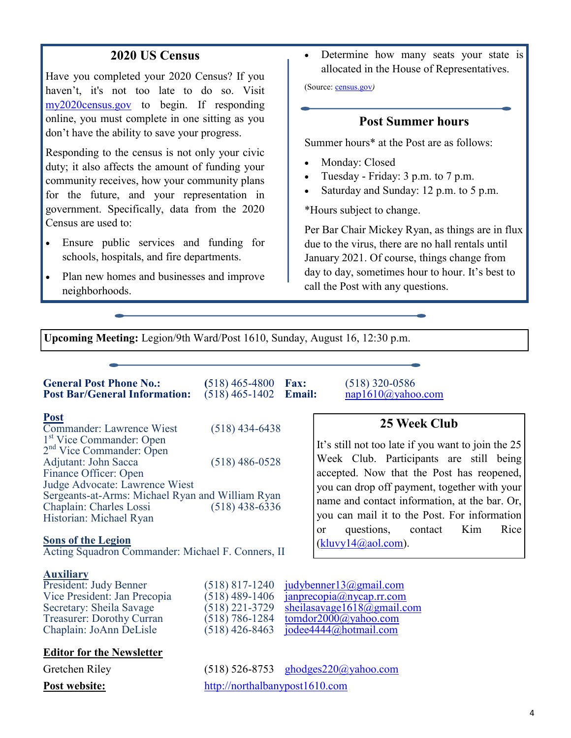## 2020 US Census

Have you completed your 2020 Census? If you haven't, it's not too late to do so. Visit my2020census.gov to begin. If responding online, you must complete in one sitting as you don't have the ability to save your progress.

Responding to the census is not only your civic duty; it also affects the amount of funding your community receives, how your community plans for the future, and your representation in government. Specifically, data from the 2020 Census are used to:

- Ensure public services and funding for schools, hospitals, and fire departments.
- Plan new homes and businesses and improve neighborhoods.
- Determine how many seats your state is allocated in the House of Representatives.

(Source: census.gov)

## Post Summer hours

Summer hours* at the Post are as follows:

- Monday: Closed
- Tuesday - Friday: 3 p.m. to 7 p.m.
- Saturday and Sunday: 12 p.m. to 5 p.m.

*Hours subject to change.

Per Bar Chair Mickey Ryan, as things are in flux due to the virus, there are no hall rentals until January 2021. Of course, things change from day to day, sometimes hour to hour. It's best to call the Post with any questions.

**Upcoming Meeting:** Legion/9th Ward/Post 1610, Sunday, August 16, 12:30 p.m.

| | | | |
|---|---|---|---|
| **General Post Phone No.:** | (518) 465-4800 | **Fax:** | (518) 320-0586 |
| **Post Bar/General Information:** | (518) 465-1402 | **Email:** | nap1610@yahoo.com |

**Post**

Commander: Lawrence Wiest (518) 434-6438
1st Vice Commander: Open
2nd Vice Commander: Open
Adjutant: John Sacca (518) 486-0528
Finance Officer: Open
Judge Advocate: Lawrence Wiest
Sergeants-at-Arms: Michael Ryan and William Ryan
Chaplain: Charles Lossi (518) 438-6336
Historian: Michael Ryan

**Sons of the Legion**

Acting Squadron Commander: Michael F. Conners, II

## 25 Week Club

It's still not too late if you want to join the 25 Week Club. Participants are still being accepted. Now that the Post has reopened, you can drop off payment, together with your name and contact information, at the bar. Or, you can mail it to the Post. For information or questions, contact Kim Rice (kluvy14@aol.com).

**Auxiliary**

| | | |
|---|---|---|
| President: Judy Benner | (518) 817-1240 | judybenner13@gmail.com |
| Vice President: Jan Precopia | (518) 489-1406 | janprecopia@nycap.rr.com |
| Secretary: Sheila Savage | (518) 221-3729 | sheilasavage1618@gmail.com |
| Treasurer: Dorothy Curran | (518) 786-1284 | tomdor2000@yahoo.com |
| Chaplain: JoAnn DeLisle | (518) 426-8463 | jodee4444@hotmail.com |

**Editor for the Newsletter**

Gretchen Riley (518) 526-8753 ghodges220@yahoo.com

**Post website:** http://northalbanypost1610.com